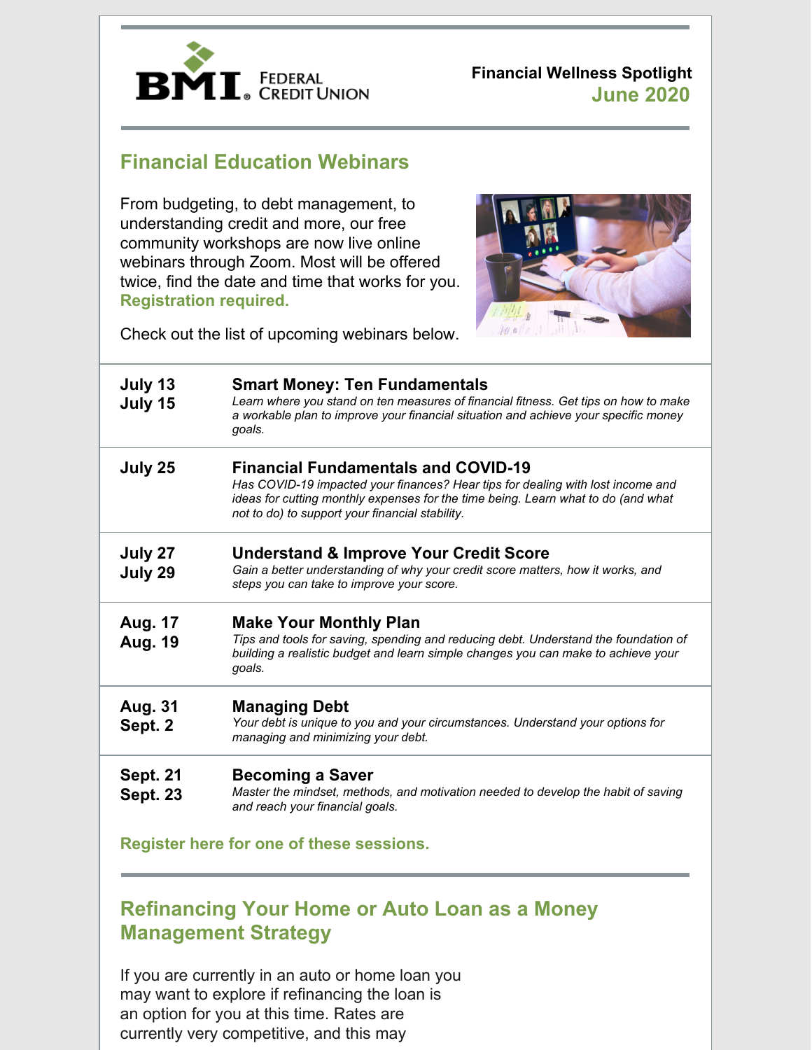BMI Federal Credit Union

**Financial Wellness Spotlight**
**June 2020**

## Financial Education Webinars

From budgeting, to debt management, to understanding credit and more, our free community workshops are now live online webinars through Zoom. Most will be offered twice, find the date and time that works for you. **Registration required.**

Check out the list of upcoming webinars below.

| Dates | Webinar |
| --- | --- |
| **July 13**<br>**July 15** | **Smart Money: Ten Fundamentals**<br>*Learn where you stand on ten measures of financial fitness. Get tips on how to make a workable plan to improve your financial situation and achieve your specific money goals.* |
| **July 25** | **Financial Fundamentals and COVID-19**<br>*Has COVID-19 impacted your finances? Hear tips for dealing with lost income and ideas for cutting monthly expenses for the time being. Learn what to do (and what not to do) to support your financial stability.* |
| **July 27**<br>**July 29** | **Understand & Improve Your Credit Score**<br>*Gain a better understanding of why your credit score matters, how it works, and steps you can take to improve your score.* |
| **Aug. 17**<br>**Aug. 19** | **Make Your Monthly Plan**<br>*Tips and tools for saving, spending and reducing debt. Understand the foundation of building a realistic budget and learn simple changes you can make to achieve your goals.* |
| **Aug. 31**<br>**Sept. 2** | **Managing Debt**<br>*Your debt is unique to you and your circumstances. Understand your options for managing and minimizing your debt.* |
| **Sept. 21**<br>**Sept. 23** | **Becoming a Saver**<br>*Master the mindset, methods, and motivation needed to develop the habit of saving and reach your financial goals.* |

**Register here for one of these sessions.**

## Refinancing Your Home or Auto Loan as a Money Management Strategy

If you are currently in an auto or home loan you may want to explore if refinancing the loan is an option for you at this time. Rates are currently very competitive, and this may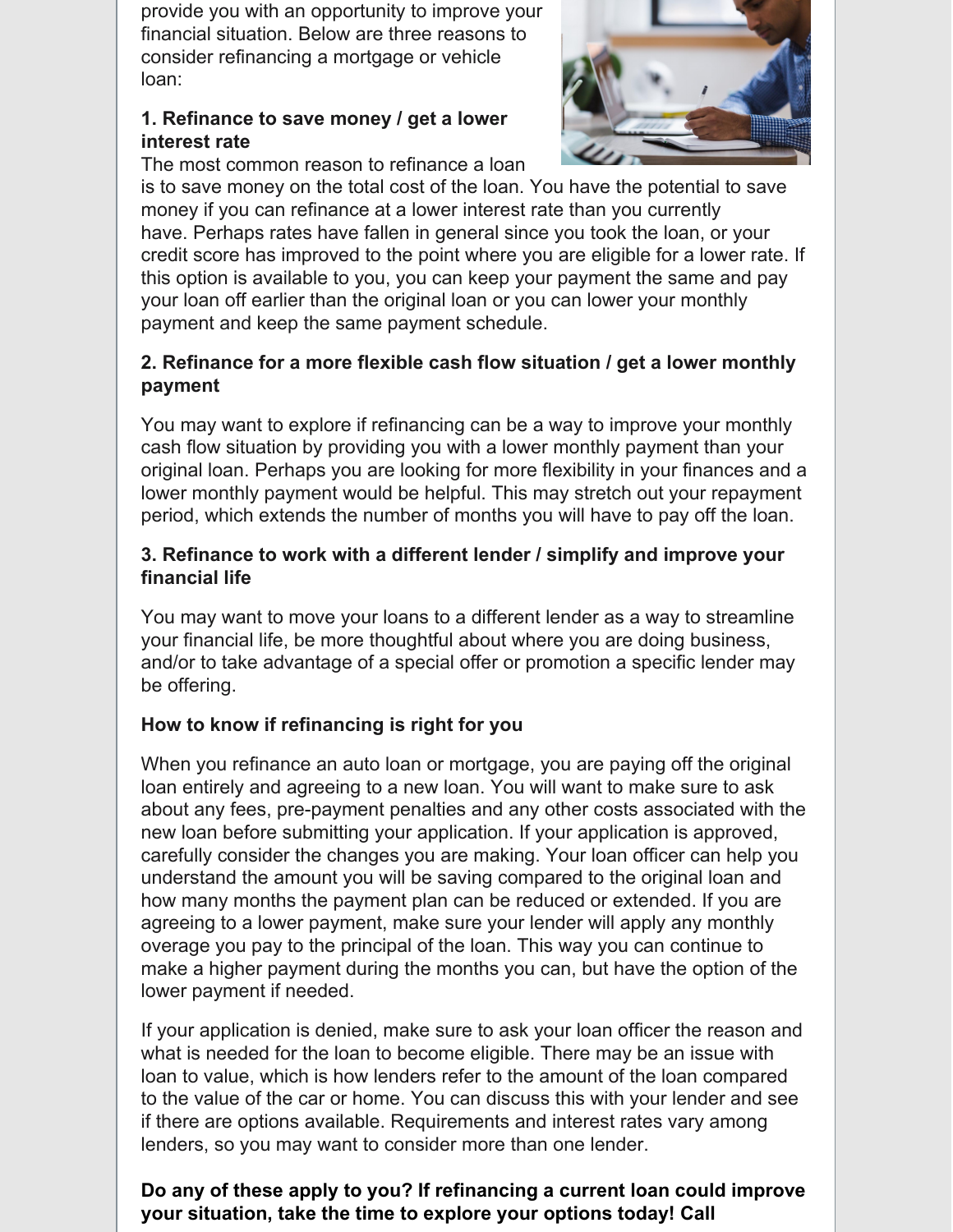provide you with an opportunity to improve your financial situation. Below are three reasons to consider refinancing a mortgage or vehicle loan:

**1. Refinance to save money / get a lower interest rate**

The most common reason to refinance a loan is to save money on the total cost of the loan. You have the potential to save money if you can refinance at a lower interest rate than you currently have. Perhaps rates have fallen in general since you took the loan, or your credit score has improved to the point where you are eligible for a lower rate. If this option is available to you, you can keep your payment the same and pay your loan off earlier than the original loan or you can lower your monthly payment and keep the same payment schedule.

**2. Refinance for a more flexible cash flow situation / get a lower monthly payment**

You may want to explore if refinancing can be a way to improve your monthly cash flow situation by providing you with a lower monthly payment than your original loan. Perhaps you are looking for more flexibility in your finances and a lower monthly payment would be helpful. This may stretch out your repayment period, which extends the number of months you will have to pay off the loan.

**3. Refinance to work with a different lender / simplify and improve your financial life**

You may want to move your loans to a different lender as a way to streamline your financial life, be more thoughtful about where you are doing business, and/or to take advantage of a special offer or promotion a specific lender may be offering.

**How to know if refinancing is right for you**

When you refinance an auto loan or mortgage, you are paying off the original loan entirely and agreeing to a new loan. You will want to make sure to ask about any fees, pre-payment penalties and any other costs associated with the new loan before submitting your application. If your application is approved, carefully consider the changes you are making. Your loan officer can help you understand the amount you will be saving compared to the original loan and how many months the payment plan can be reduced or extended. If you are agreeing to a lower payment, make sure your lender will apply any monthly overage you pay to the principal of the loan. This way you can continue to make a higher payment during the months you can, but have the option of the lower payment if needed.

If your application is denied, make sure to ask your loan officer the reason and what is needed for the loan to become eligible. There may be an issue with loan to value, which is how lenders refer to the amount of the loan compared to the value of the car or home. You can discuss this with your lender and see if there are options available. Requirements and interest rates vary among lenders, so you may want to consider more than one lender.

**Do any of these apply to you? If refinancing a current loan could improve your situation, take the time to explore your options today! Call**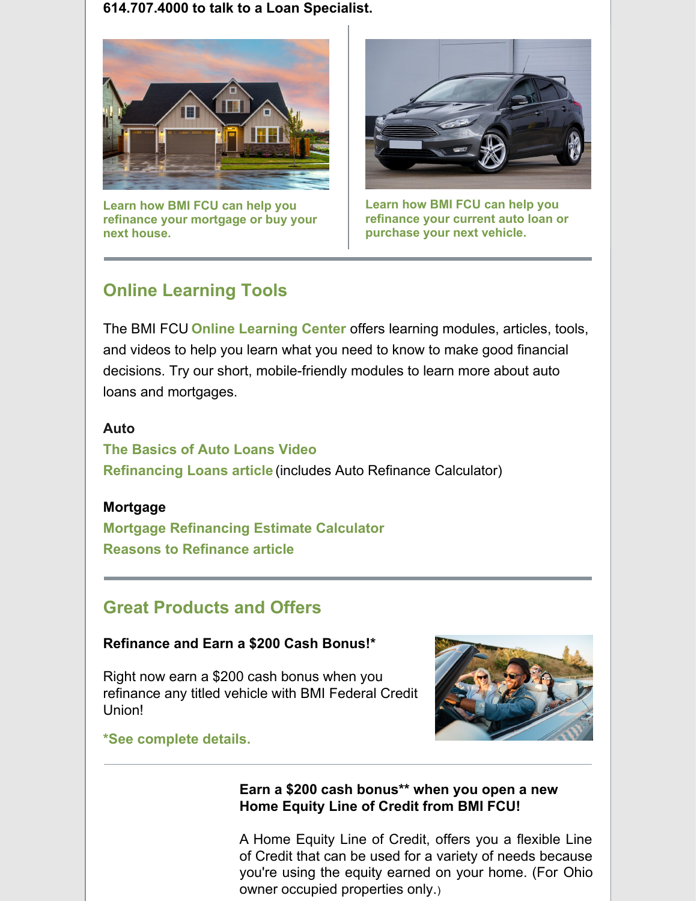**614.707.4000 to talk to a Loan Specialist.**

**Learn how BMI FCU can help you refinance your mortgage or buy your next house.**

**Learn how BMI FCU can help you refinance your current auto loan or purchase your next vehicle.**

## Online Learning Tools

The BMI FCU **Online Learning Center** offers learning modules, articles, tools, and videos to help you learn what you need to know to make good financial decisions. Try our short, mobile-friendly modules to learn more about auto loans and mortgages.

**Auto**

**The Basics of Auto Loans Video**

**Refinancing Loans article** (includes Auto Refinance Calculator)

**Mortgage**

**Mortgage Refinancing Estimate Calculator**

**Reasons to Refinance article**

## Great Products and Offers

**Refinance and Earn a $200 Cash Bonus!***

Right now earn a $200 cash bonus when you refinance any titled vehicle with BMI Federal Credit Union!

***See complete details.**

---

**Earn a $200 cash bonus** when you open a new Home Equity Line of Credit from BMI FCU!**

A Home Equity Line of Credit, offers you a flexible Line of Credit that can be used for a variety of needs because you're using the equity earned on your home. (For Ohio owner occupied properties only.)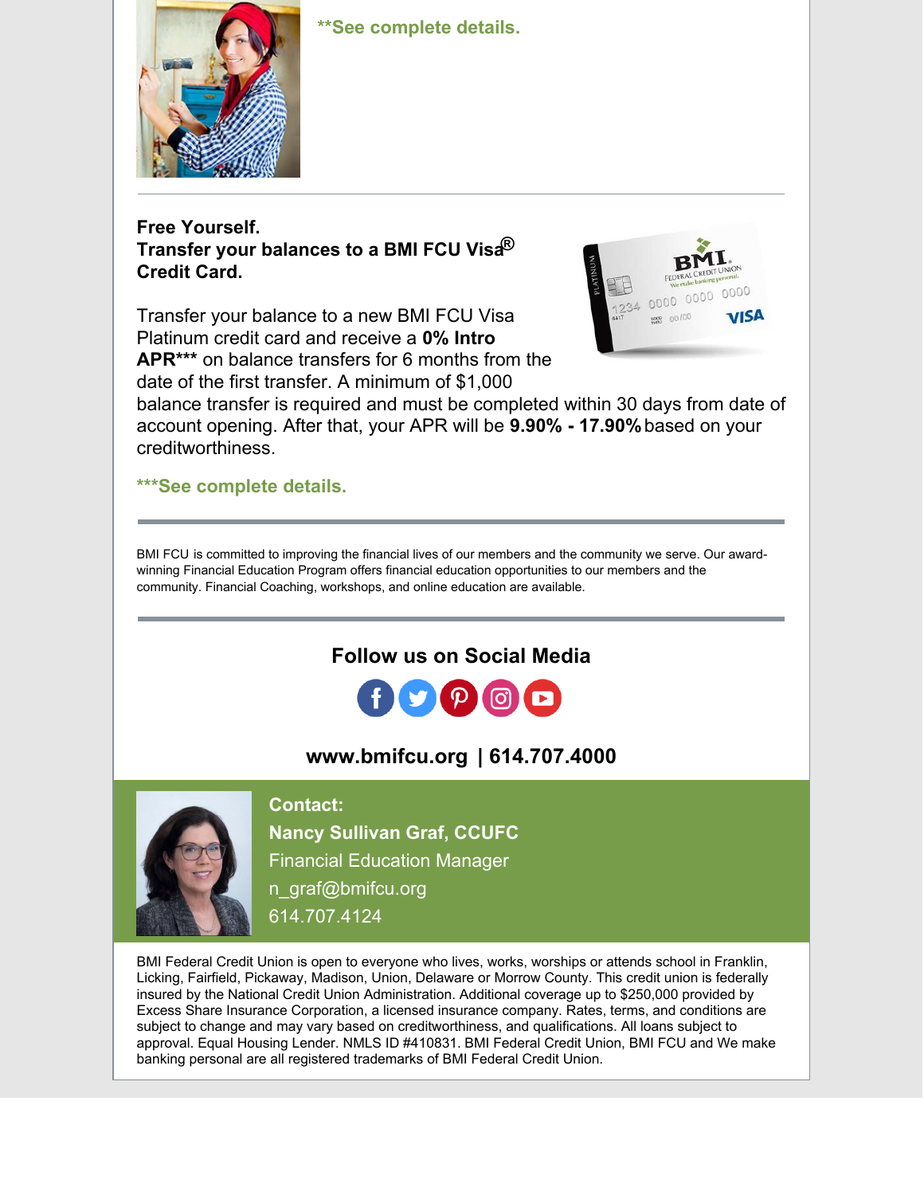**See complete details.

---

**Free Yourself.**
**Transfer your balances to a BMI FCU Visa® Credit Card.**

Transfer your balance to a new BMI FCU Visa Platinum credit card and receive a **0% Intro APR***** on balance transfers for 6 months from the date of the first transfer. A minimum of $1,000 balance transfer is required and must be completed within 30 days from date of account opening. After that, your APR will be **9.90% - 17.90%** based on your creditworthiness.

***See complete details.

---

BMI FCU is committed to improving the financial lives of our members and the community we serve. Our award-winning Financial Education Program offers financial education opportunities to our members and the community. Financial Coaching, workshops, and online education are available.

---

**Follow us on Social Media**

**www.bmifcu.org | 614.707.4000**

**Contact:**
**Nancy Sullivan Graf, CCUFC**
Financial Education Manager
n_graf@bmifcu.org
614.707.4124

BMI Federal Credit Union is open to everyone who lives, works, worships or attends school in Franklin, Licking, Fairfield, Pickaway, Madison, Union, Delaware or Morrow County. This credit union is federally insured by the National Credit Union Administration. Additional coverage up to $250,000 provided by Excess Share Insurance Corporation, a licensed insurance company. Rates, terms, and conditions are subject to change and may vary based on creditworthiness, and qualifications. All loans subject to approval. Equal Housing Lender. NMLS ID #410831. BMI Federal Credit Union, BMI FCU and We make banking personal are all registered trademarks of BMI Federal Credit Union.